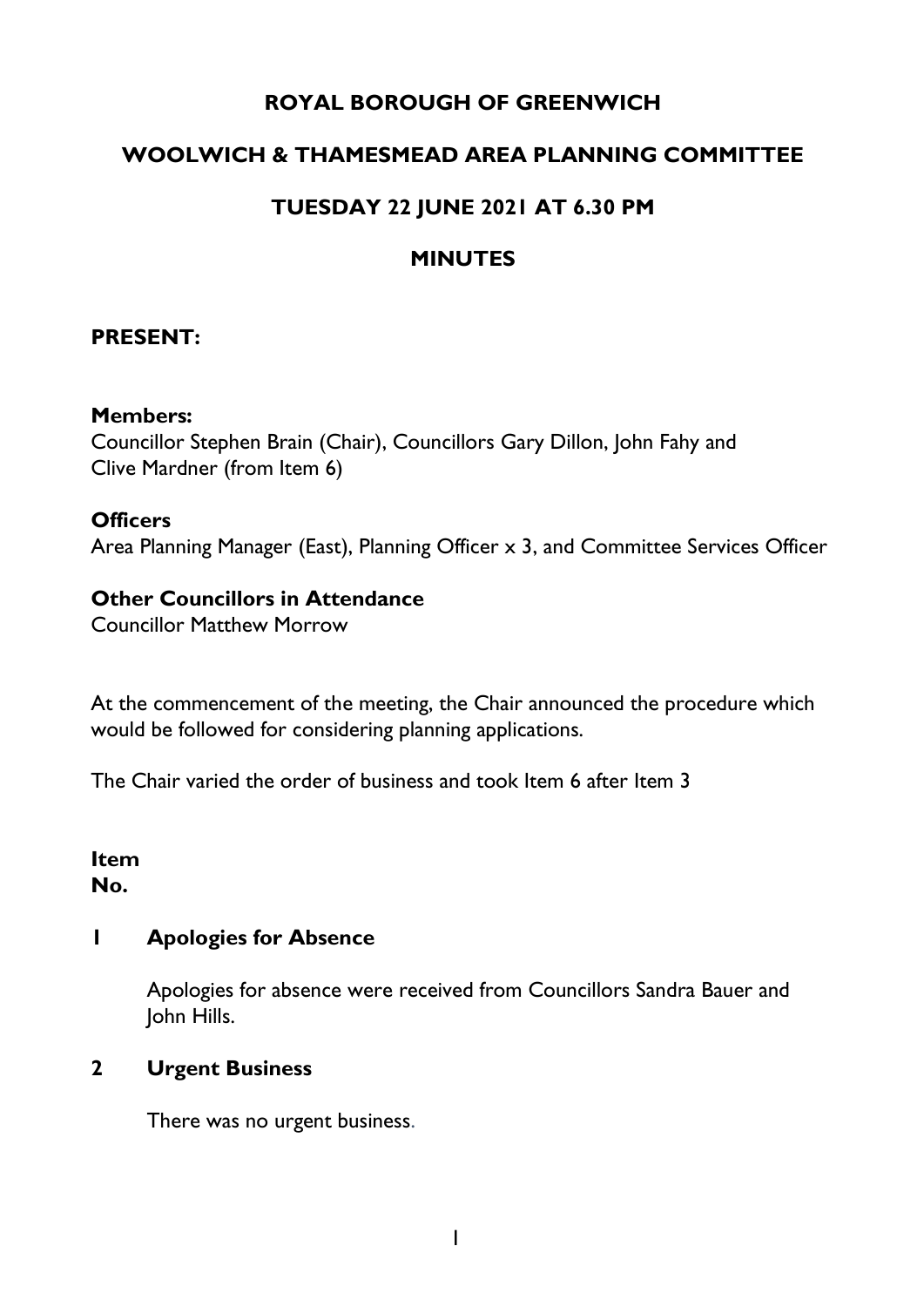# ROYAL BOROUGH OF GREENWICH

## WOOLWICH & THAMESMEAD AREA PLANNING COMMITTEE

## TUESDAY 22 JUNE 2021 AT 6.30 PM

## MINUTES

**PRESENT:**

**Members:**
Councillor Stephen Brain (Chair), Councillors Gary Dillon, John Fahy and Clive Mardner (from Item 6)

**Officers**
Area Planning Manager (East), Planning Officer x 3, and Committee Services Officer

**Other Councillors in Attendance**
Councillor Matthew Morrow

At the commencement of the meeting, the Chair announced the procedure which would be followed for considering planning applications.

The Chair varied the order of business and took Item 6 after Item 3

**Item No.**

**1 Apologies for Absence**

Apologies for absence were received from Councillors Sandra Bauer and John Hills.

**2 Urgent Business**

There was no urgent business.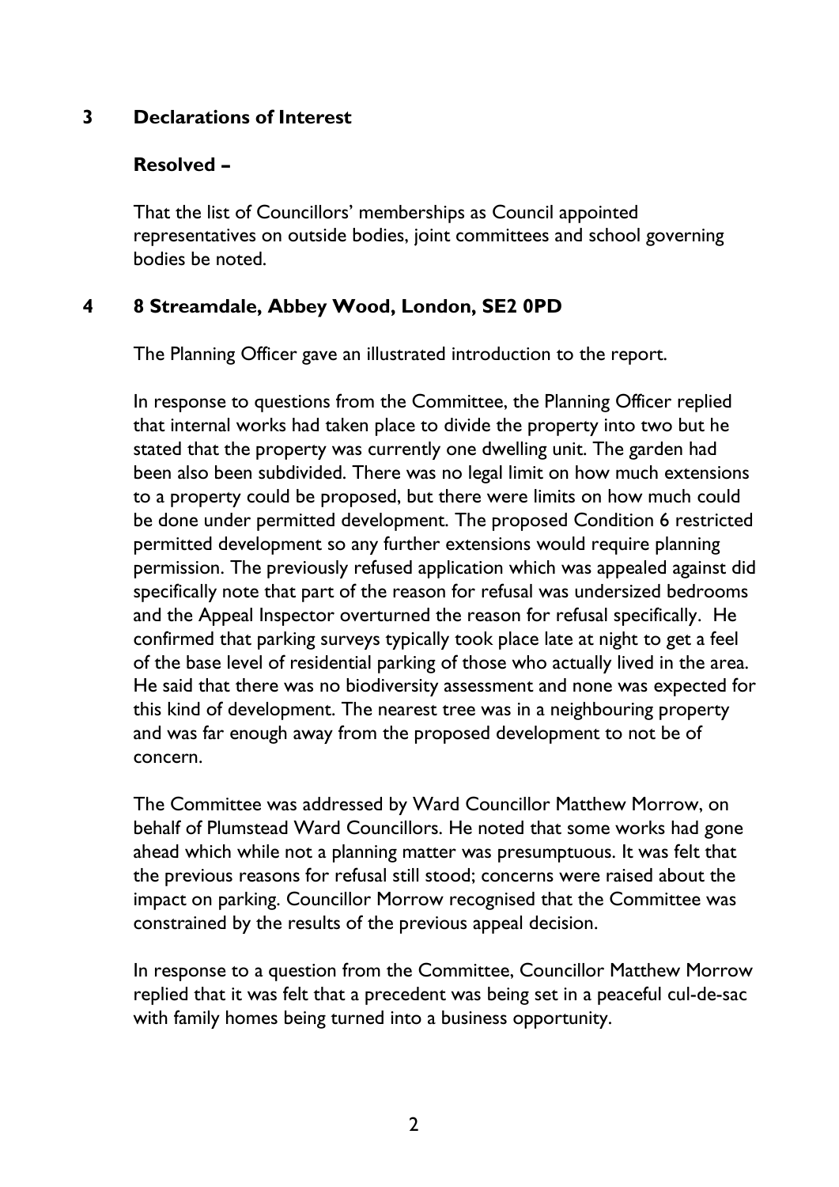## 3 Declarations of Interest

**Resolved –**

That the list of Councillors' memberships as Council appointed representatives on outside bodies, joint committees and school governing bodies be noted.

## 4 8 Streamdale, Abbey Wood, London, SE2 0PD

The Planning Officer gave an illustrated introduction to the report.

In response to questions from the Committee, the Planning Officer replied that internal works had taken place to divide the property into two but he stated that the property was currently one dwelling unit. The garden had been also been subdivided. There was no legal limit on how much extensions to a property could be proposed, but there were limits on how much could be done under permitted development. The proposed Condition 6 restricted permitted development so any further extensions would require planning permission. The previously refused application which was appealed against did specifically note that part of the reason for refusal was undersized bedrooms and the Appeal Inspector overturned the reason for refusal specifically. He confirmed that parking surveys typically took place late at night to get a feel of the base level of residential parking of those who actually lived in the area. He said that there was no biodiversity assessment and none was expected for this kind of development. The nearest tree was in a neighbouring property and was far enough away from the proposed development to not be of concern.

The Committee was addressed by Ward Councillor Matthew Morrow, on behalf of Plumstead Ward Councillors. He noted that some works had gone ahead which while not a planning matter was presumptuous. It was felt that the previous reasons for refusal still stood; concerns were raised about the impact on parking. Councillor Morrow recognised that the Committee was constrained by the results of the previous appeal decision.

In response to a question from the Committee, Councillor Matthew Morrow replied that it was felt that a precedent was being set in a peaceful cul-de-sac with family homes being turned into a business opportunity.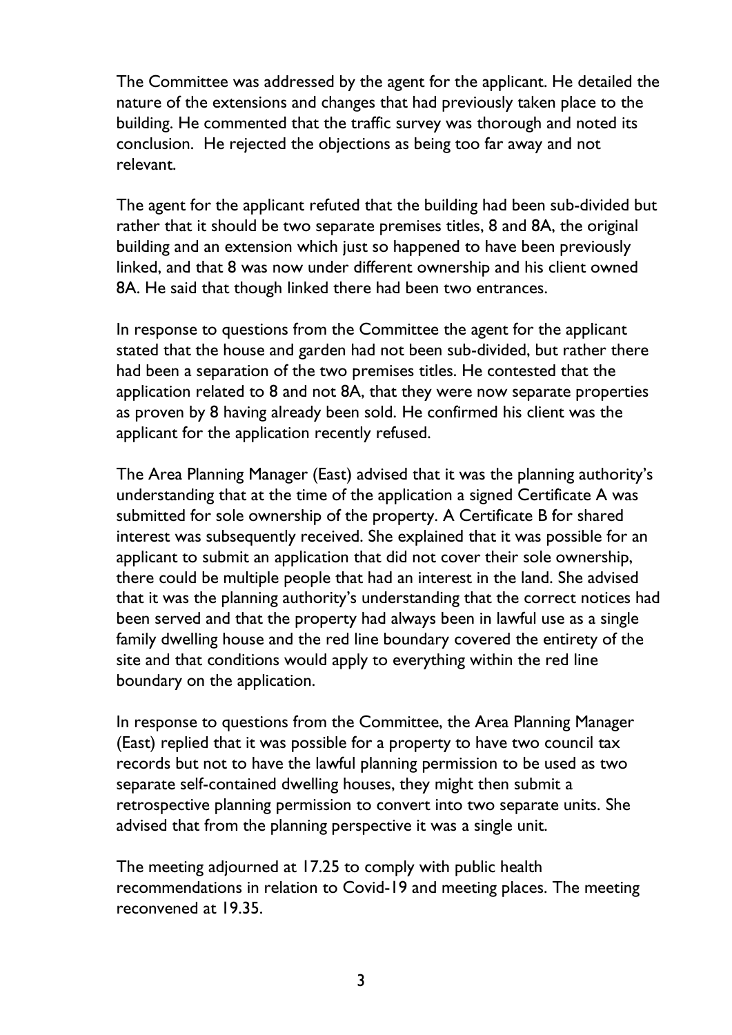The Committee was addressed by the agent for the applicant. He detailed the nature of the extensions and changes that had previously taken place to the building. He commented that the traffic survey was thorough and noted its conclusion. He rejected the objections as being too far away and not relevant.

The agent for the applicant refuted that the building had been sub-divided but rather that it should be two separate premises titles, 8 and 8A, the original building and an extension which just so happened to have been previously linked, and that 8 was now under different ownership and his client owned 8A. He said that though linked there had been two entrances.

In response to questions from the Committee the agent for the applicant stated that the house and garden had not been sub-divided, but rather there had been a separation of the two premises titles. He contested that the application related to 8 and not 8A, that they were now separate properties as proven by 8 having already been sold. He confirmed his client was the applicant for the application recently refused.

The Area Planning Manager (East) advised that it was the planning authority's understanding that at the time of the application a signed Certificate A was submitted for sole ownership of the property. A Certificate B for shared interest was subsequently received. She explained that it was possible for an applicant to submit an application that did not cover their sole ownership, there could be multiple people that had an interest in the land. She advised that it was the planning authority's understanding that the correct notices had been served and that the property had always been in lawful use as a single family dwelling house and the red line boundary covered the entirety of the site and that conditions would apply to everything within the red line boundary on the application.

In response to questions from the Committee, the Area Planning Manager (East) replied that it was possible for a property to have two council tax records but not to have the lawful planning permission to be used as two separate self-contained dwelling houses, they might then submit a retrospective planning permission to convert into two separate units. She advised that from the planning perspective it was a single unit.

The meeting adjourned at 17.25 to comply with public health recommendations in relation to Covid-19 and meeting places. The meeting reconvened at 19.35.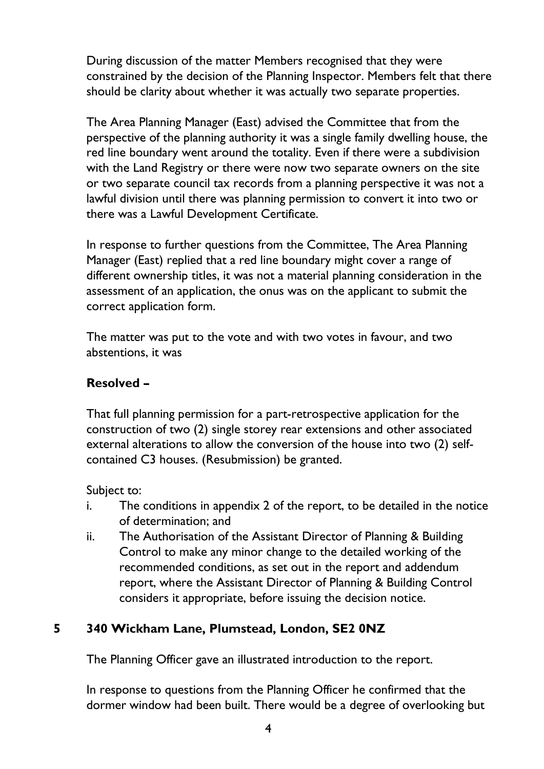During discussion of the matter Members recognised that they were constrained by the decision of the Planning Inspector. Members felt that there should be clarity about whether it was actually two separate properties.

The Area Planning Manager (East) advised the Committee that from the perspective of the planning authority it was a single family dwelling house, the red line boundary went around the totality. Even if there were a subdivision with the Land Registry or there were now two separate owners on the site or two separate council tax records from a planning perspective it was not a lawful division until there was planning permission to convert it into two or there was a Lawful Development Certificate.

In response to further questions from the Committee, The Area Planning Manager (East) replied that a red line boundary might cover a range of different ownership titles, it was not a material planning consideration in the assessment of an application, the onus was on the applicant to submit the correct application form.

The matter was put to the vote and with two votes in favour, and two abstentions, it was

**Resolved –**

That full planning permission for a part-retrospective application for the construction of two (2) single storey rear extensions and other associated external alterations to allow the conversion of the house into two (2) self-contained C3 houses. (Resubmission) be granted.

Subject to:

i. The conditions in appendix 2 of the report, to be detailed in the notice of determination; and
ii. The Authorisation of the Assistant Director of Planning & Building Control to make any minor change to the detailed working of the recommended conditions, as set out in the report and addendum report, where the Assistant Director of Planning & Building Control considers it appropriate, before issuing the decision notice.

## 5 340 Wickham Lane, Plumstead, London, SE2 0NZ

The Planning Officer gave an illustrated introduction to the report.

In response to questions from the Planning Officer he confirmed that the dormer window had been built. There would be a degree of overlooking but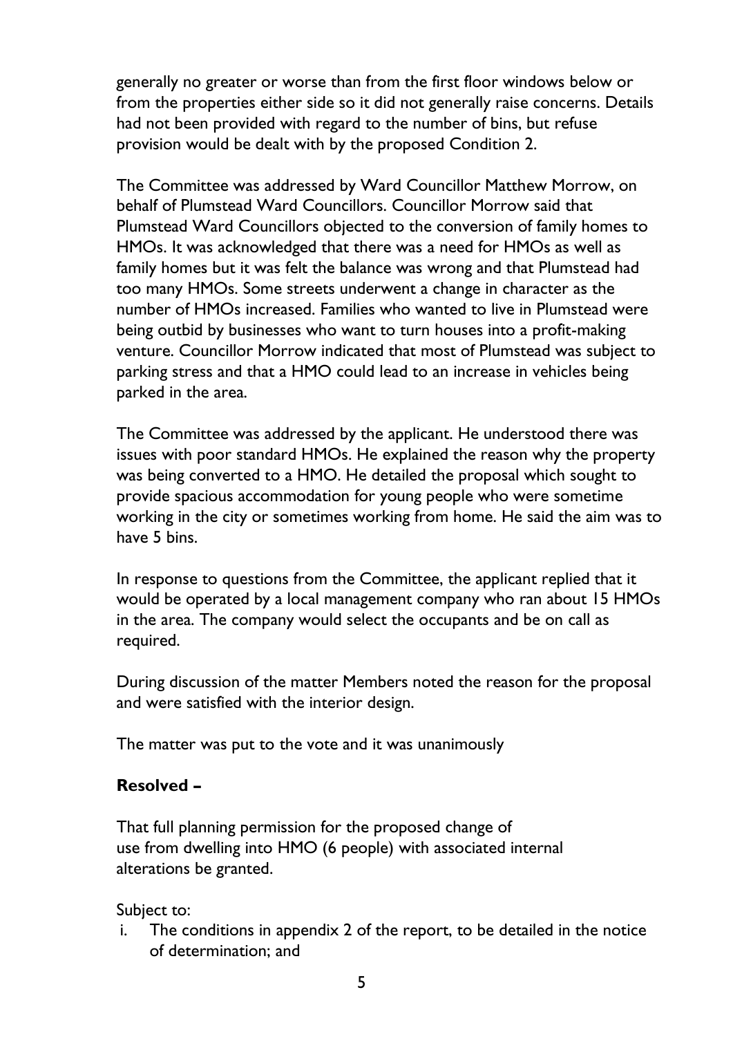generally no greater or worse than from the first floor windows below or from the properties either side so it did not generally raise concerns. Details had not been provided with regard to the number of bins, but refuse provision would be dealt with by the proposed Condition 2.

The Committee was addressed by Ward Councillor Matthew Morrow, on behalf of Plumstead Ward Councillors. Councillor Morrow said that Plumstead Ward Councillors objected to the conversion of family homes to HMOs. It was acknowledged that there was a need for HMOs as well as family homes but it was felt the balance was wrong and that Plumstead had too many HMOs. Some streets underwent a change in character as the number of HMOs increased. Families who wanted to live in Plumstead were being outbid by businesses who want to turn houses into a profit-making venture. Councillor Morrow indicated that most of Plumstead was subject to parking stress and that a HMO could lead to an increase in vehicles being parked in the area.

The Committee was addressed by the applicant. He understood there was issues with poor standard HMOs. He explained the reason why the property was being converted to a HMO. He detailed the proposal which sought to provide spacious accommodation for young people who were sometime working in the city or sometimes working from home. He said the aim was to have 5 bins.

In response to questions from the Committee, the applicant replied that it would be operated by a local management company who ran about 15 HMOs in the area. The company would select the occupants and be on call as required.

During discussion of the matter Members noted the reason for the proposal and were satisfied with the interior design.

The matter was put to the vote and it was unanimously

**Resolved –**

That full planning permission for the proposed change of use from dwelling into HMO (6 people) with associated internal alterations be granted.

Subject to:

i. The conditions in appendix 2 of the report, to be detailed in the notice of determination; and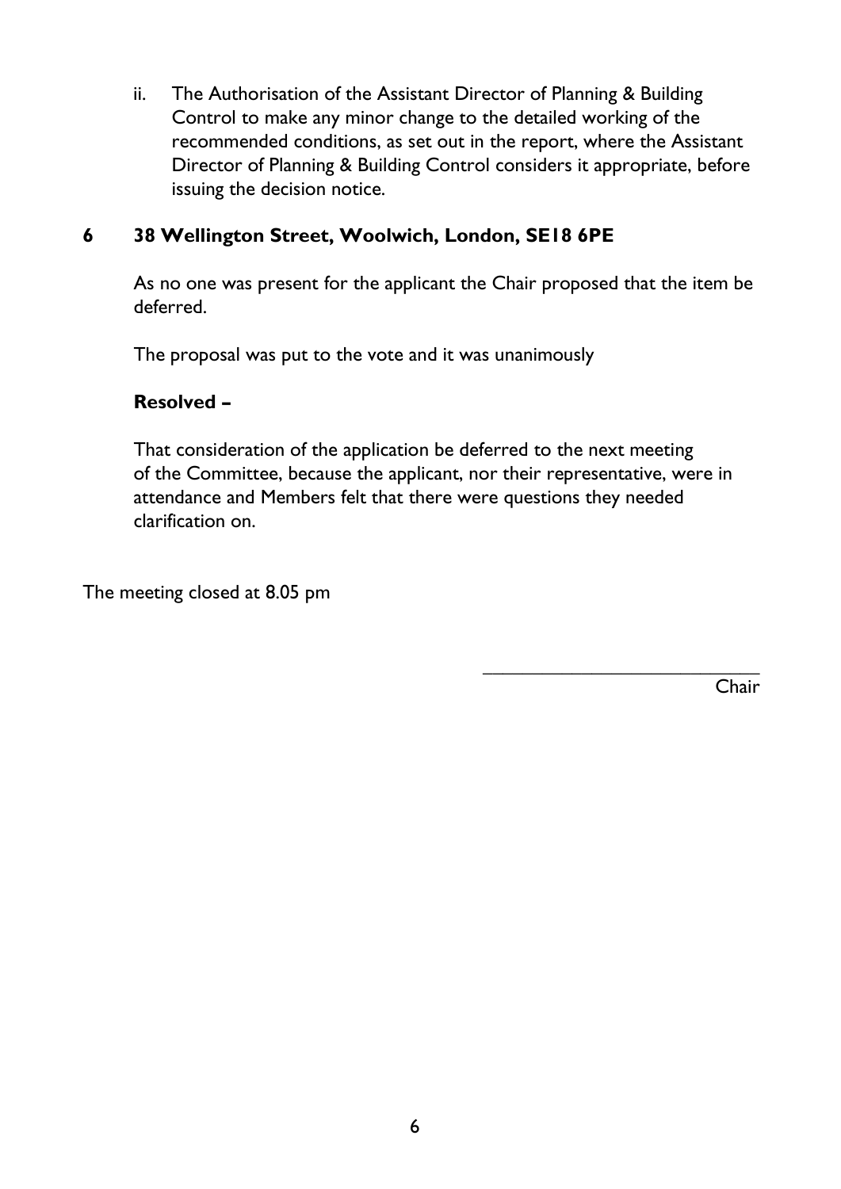ii. The Authorisation of the Assistant Director of Planning & Building Control to make any minor change to the detailed working of the recommended conditions, as set out in the report, where the Assistant Director of Planning & Building Control considers it appropriate, before issuing the decision notice.

## 6 38 Wellington Street, Woolwich, London, SE18 6PE

As no one was present for the applicant the Chair proposed that the item be deferred.

The proposal was put to the vote and it was unanimously

**Resolved –**

That consideration of the application be deferred to the next meeting of the Committee, because the applicant, nor their representative, were in attendance and Members felt that there were questions they needed clarification on.

The meeting closed at 8.05 pm

\_\_\_\_\_\_\_\_\_\_\_\_\_\_\_\_\_\_\_\_\_\_\_\_\_\_

Chair